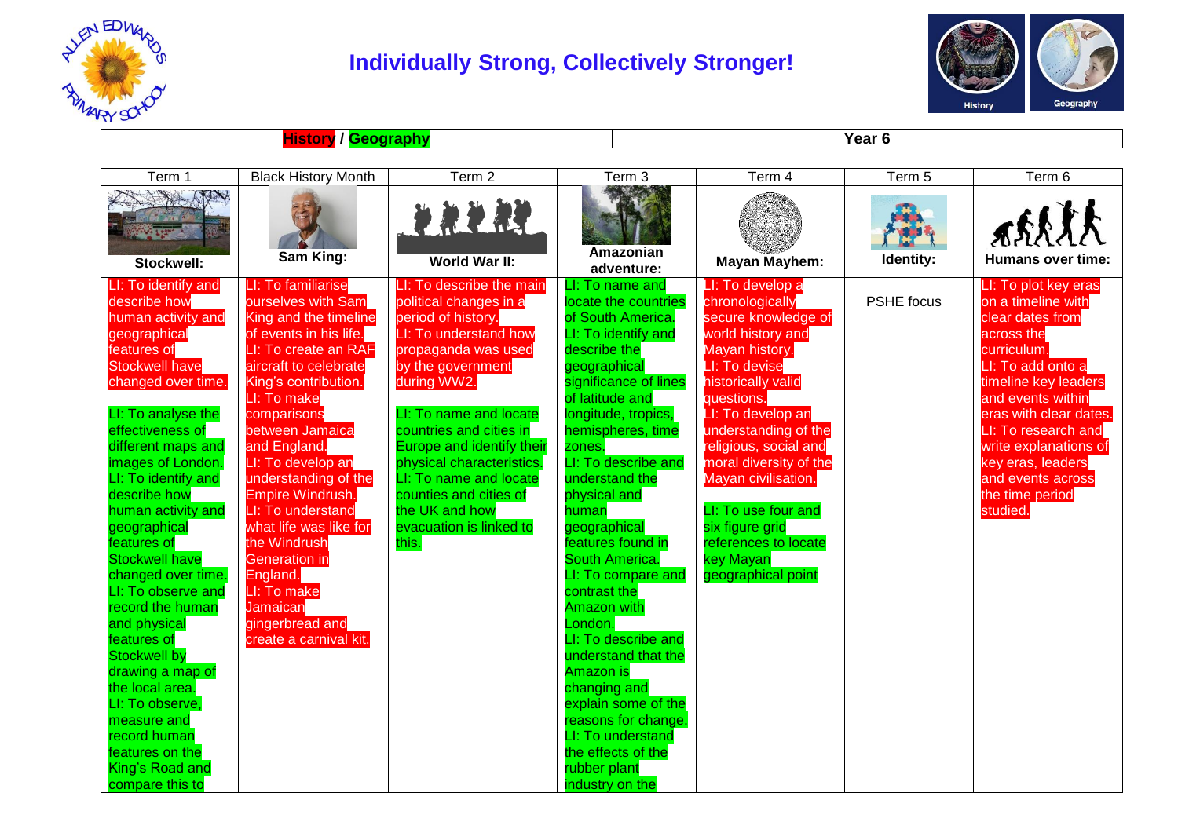## Individually Strong, Collectively Stronger!

| History / Geography | Year 6 |
|---|---|

| Term 1 | Black History Month | Term 2 | Term 3 | Term 4 | Term 5 | Term 6 |
|---|---|---|---|---|---|---|
| **Stockwell:** | **Sam King:** | **World War II:** | **Amazonian adventure:** | **Mayan Mayhem:** | **Identity:** | **Humans over time:** |
| LI: To identify and describe how human activity and geographical features of Stockwell have changed over time.<br><br>LI: To analyse the effectiveness of different maps and images of London.<br>LI: To identify and describe how human activity and geographical features of Stockwell have changed over time.<br>LI: To observe and record the human and physical features of Stockwell by drawing a map of the local area.<br>LI: To observe, measure and record human features on the King's Road and compare this to | LI: To familiarise ourselves with Sam King and the timeline of events in his life.<br>LI: To create an RAF aircraft to celebrate King's contribution.<br>LI: To make comparisons between Jamaica and England.<br>LI: To develop an understanding of the Empire Windrush.<br>LI: To understand what life was like for the Windrush Generation in England.<br>LI: To make Jamaican gingerbread and create a carnival kit. | LI: To describe the main political changes in a period of history.<br>LI: To understand how propaganda was used by the government during WW2.<br><br>LI: To name and locate countries and cities in Europe and identify their physical characteristics.<br>LI: To name and locate counties and cities of the UK and how evacuation is linked to this. | LI: To name and locate the countries of South America.<br>LI: To identify and describe the geographical significance of lines of latitude and longitude, tropics, hemispheres, time zones.<br>LI: To describe and understand the physical and human geographical features found in South America.<br>LI: To compare and contrast the Amazon with London.<br>LI: To describe and understand that the Amazon is changing and explain some of the reasons for change.<br>LI: To understand the effects of the rubber plant industry on the | LI: To develop a chronologically secure knowledge of world history and Mayan history.<br>LI: To devise historically valid questions.<br>LI: To develop an understanding of the religious, social and moral diversity of the Mayan civilisation.<br><br>LI: To use four and six figure grid references to locate key Mayan geographical point | PSHE focus | LI: To plot key eras on a timeline with clear dates from across the curriculum.<br>LI: To add onto a timeline key leaders and events within eras with clear dates.<br>LI: To research and write explanations of key eras, leaders and events across the time period studied. |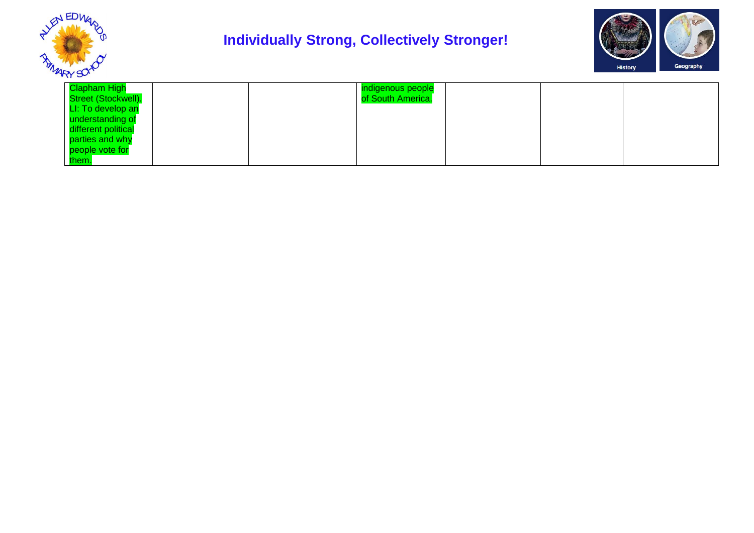| | | | | | | |
|---|---|---|---|---|---|---|
| Clapham High Street (Stockwell). LI: To develop an understanding of different political parties and why people vote for them. | | | indigenous people of South America. | | | |